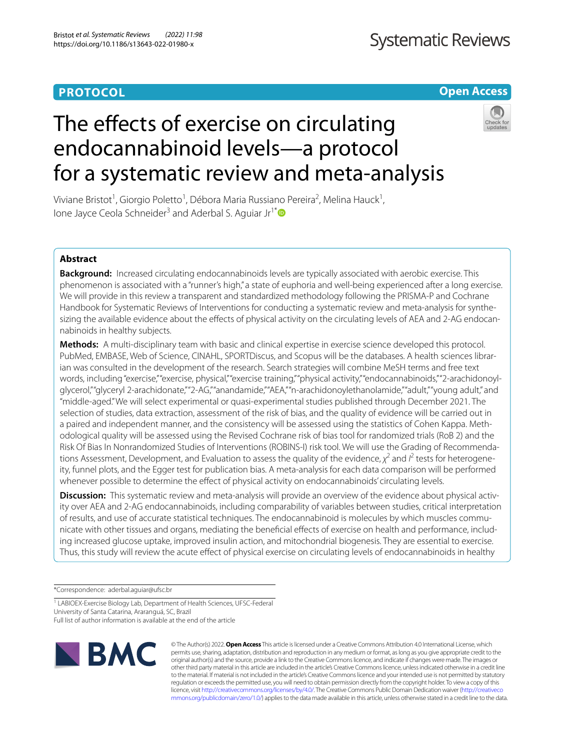PROTOCOL

Open Access

# The effects of exercise on circulating endocannabinoid levels—a protocol for a systematic review and meta-analysis

Viviane Bristot[1], Giorgio Poletto[1], Débora Maria Russiano Pereira[2], Melina Hauck[1], Ione Jayce Ceola Schneider[3] and Aderbal S. Aguiar Jr[1*]

## Abstract

**Background:** Increased circulating endocannabinoids levels are typically associated with aerobic exercise. This phenomenon is associated with a "runner's high," a state of euphoria and well-being experienced after a long exercise. We will provide in this review a transparent and standardized methodology following the PRISMA-P and Cochrane Handbook for Systematic Reviews of Interventions for conducting a systematic review and meta-analysis for synthesizing the available evidence about the effects of physical activity on the circulating levels of AEA and 2-AG endocannabinoids in healthy subjects.

**Methods:** A multi-disciplinary team with basic and clinical expertise in exercise science developed this protocol. PubMed, EMBASE, Web of Science, CINAHL, SPORTDiscus, and Scopus will be the databases. A health sciences librarian was consulted in the development of the research. Search strategies will combine MeSH terms and free text words, including "exercise," "exercise, physical," "exercise training," "physical activity," "endocannabinoids," "2-arachidonoylglycerol," "glyceryl 2-arachidonate," "2-AG," "anandamide," "AEA," "n-arachidonoylethanolamide," "adult," "young adult," and "middle-aged." We will select experimental or quasi-experimental studies published through December 2021. The selection of studies, data extraction, assessment of the risk of bias, and the quality of evidence will be carried out in a paired and independent manner, and the consistency will be assessed using the statistics of Cohen Kappa. Methodological quality will be assessed using the Revised Cochrane risk of bias tool for randomized trials (RoB 2) and the Risk Of Bias In Nonrandomized Studies of Interventions (ROBINS-I) risk tool. We will use the Grading of Recommendations Assessment, Development, and Evaluation to assess the quality of the evidence, $\chi^2$ and $I^2$ tests for heterogeneity, funnel plots, and the Egger test for publication bias. A meta-analysis for each data comparison will be performed whenever possible to determine the effect of physical activity on endocannabinoids' circulating levels.

**Discussion:** This systematic review and meta-analysis will provide an overview of the evidence about physical activity over AEA and 2-AG endocannabinoids, including comparability of variables between studies, critical interpretation of results, and use of accurate statistical techniques. The endocannabinoid is molecules by which muscles communicate with other tissues and organs, mediating the beneficial effects of exercise on health and performance, including increased glucose uptake, improved insulin action, and mitochondrial biogenesis. They are essential to exercise. Thus, this study will review the acute effect of physical exercise on circulating levels of endocannabinoids in healthy

*Correspondence: aderbal.aguiar@ufsc.br

[1] LABIOEX-Exercise Biology Lab, Department of Health Sciences, UFSC-Federal University of Santa Catarina, Araranguá, SC, Brazil

Full list of author information is available at the end of the article

© The Author(s) 2022. **Open Access** This article is licensed under a Creative Commons Attribution 4.0 International License, which permits use, sharing, adaptation, distribution and reproduction in any medium or format, as long as you give appropriate credit to the original author(s) and the source, provide a link to the Creative Commons licence, and indicate if changes were made. The images or other third party material in this article are included in the article's Creative Commons licence, unless indicated otherwise in a credit line to the material. If material is not included in the article's Creative Commons licence and your intended use is not permitted by statutory regulation or exceeds the permitted use, you will need to obtain permission directly from the copyright holder. To view a copy of this licence, visit http://creativecommons.org/licenses/by/4.0/. The Creative Commons Public Domain Dedication waiver (http://creativecommons.org/publicdomain/zero/1.0/) applies to the data made available in this article, unless otherwise stated in a credit line to the data.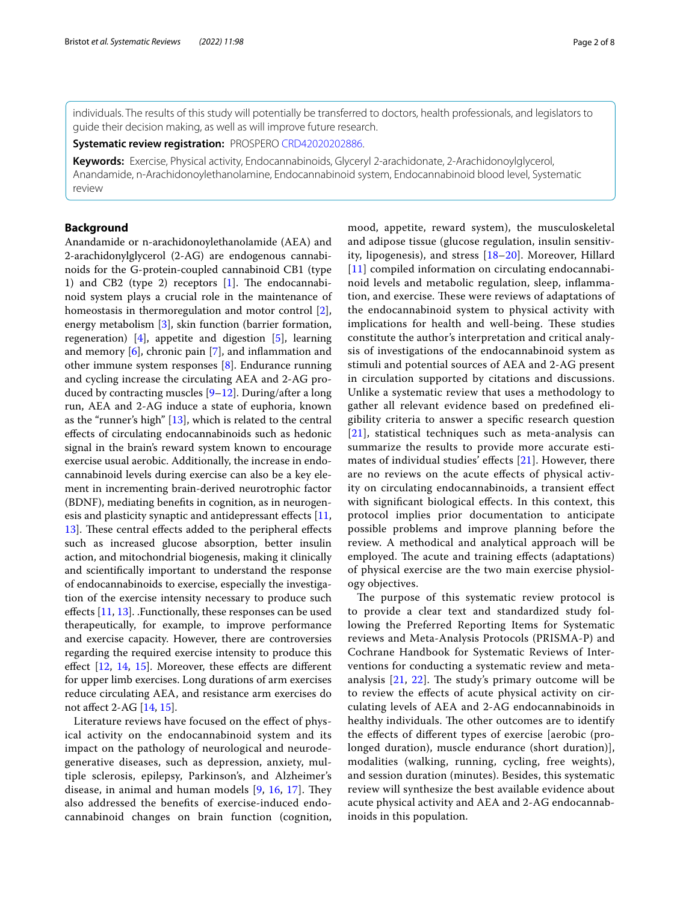individuals. The results of this study will potentially be transferred to doctors, health professionals, and legislators to guide their decision making, as well as will improve future research.

**Systematic review registration:** PROSPERO CRD42020202886.

**Keywords:** Exercise, Physical activity, Endocannabinoids, Glyceryl 2-arachidonate, 2-Arachidonoylglycerol, Anandamide, n-Arachidonoylethanolamine, Endocannabinoid system, Endocannabinoid blood level, Systematic review

## Background

Anandamide or n-arachidonoylethanolamide (AEA) and 2-arachidonylglycerol (2-AG) are endogenous cannabinoids for the G-protein-coupled cannabinoid CB1 (type 1) and CB2 (type 2) receptors [1]. The endocannabinoid system plays a crucial role in the maintenance of homeostasis in thermoregulation and motor control [2], energy metabolism [3], skin function (barrier formation, regeneration) [4], appetite and digestion [5], learning and memory [6], chronic pain [7], and inflammation and other immune system responses [8]. Endurance running and cycling increase the circulating AEA and 2-AG produced by contracting muscles [9–12]. During/after a long run, AEA and 2-AG induce a state of euphoria, known as the "runner's high" [13], which is related to the central effects of circulating endocannabinoids such as hedonic signal in the brain's reward system known to encourage exercise usual aerobic. Additionally, the increase in endocannabinoid levels during exercise can also be a key element in incrementing brain-derived neurotrophic factor (BDNF), mediating benefits in cognition, as in neurogenesis and plasticity synaptic and antidepressant effects [11, 13]. These central effects added to the peripheral effects such as increased glucose absorption, better insulin action, and mitochondrial biogenesis, making it clinically and scientifically important to understand the response of endocannabinoids to exercise, especially the investigation of the exercise intensity necessary to produce such effects [11, 13]. .Functionally, these responses can be used therapeutically, for example, to improve performance and exercise capacity. However, there are controversies regarding the required exercise intensity to produce this effect [12, 14, 15]. Moreover, these effects are different for upper limb exercises. Long durations of arm exercises reduce circulating AEA, and resistance arm exercises do not affect 2-AG [14, 15].

Literature reviews have focused on the effect of physical activity on the endocannabinoid system and its impact on the pathology of neurological and neurodegenerative diseases, such as depression, anxiety, multiple sclerosis, epilepsy, Parkinson's, and Alzheimer's disease, in animal and human models [9, 16, 17]. They also addressed the benefits of exercise-induced endocannabinoid changes on brain function (cognition, mood, appetite, reward system), the musculoskeletal and adipose tissue (glucose regulation, insulin sensitivity, lipogenesis), and stress [18–20]. Moreover, Hillard [11] compiled information on circulating endocannabinoid levels and metabolic regulation, sleep, inflammation, and exercise. These were reviews of adaptations of the endocannabinoid system to physical activity with implications for health and well-being. These studies constitute the author's interpretation and critical analysis of investigations of the endocannabinoid system as stimuli and potential sources of AEA and 2-AG present in circulation supported by citations and discussions. Unlike a systematic review that uses a methodology to gather all relevant evidence based on predefined eligibility criteria to answer a specific research question [21], statistical techniques such as meta-analysis can summarize the results to provide more accurate estimates of individual studies' effects [21]. However, there are no reviews on the acute effects of physical activity on circulating endocannabinoids, a transient effect with significant biological effects. In this context, this protocol implies prior documentation to anticipate possible problems and improve planning before the review. A methodical and analytical approach will be employed. The acute and training effects (adaptations) of physical exercise are the two main exercise physiology objectives.

The purpose of this systematic review protocol is to provide a clear text and standardized study following the Preferred Reporting Items for Systematic reviews and Meta-Analysis Protocols (PRISMA-P) and Cochrane Handbook for Systematic Reviews of Interventions for conducting a systematic review and meta-analysis [21, 22]. The study's primary outcome will be to review the effects of acute physical activity on circulating levels of AEA and 2-AG endocannabinoids in healthy individuals. The other outcomes are to identify the effects of different types of exercise [aerobic (prolonged duration), muscle endurance (short duration)], modalities (walking, running, cycling, free weights), and session duration (minutes). Besides, this systematic review will synthesize the best available evidence about acute physical activity and AEA and 2-AG endocannabinoids in this population.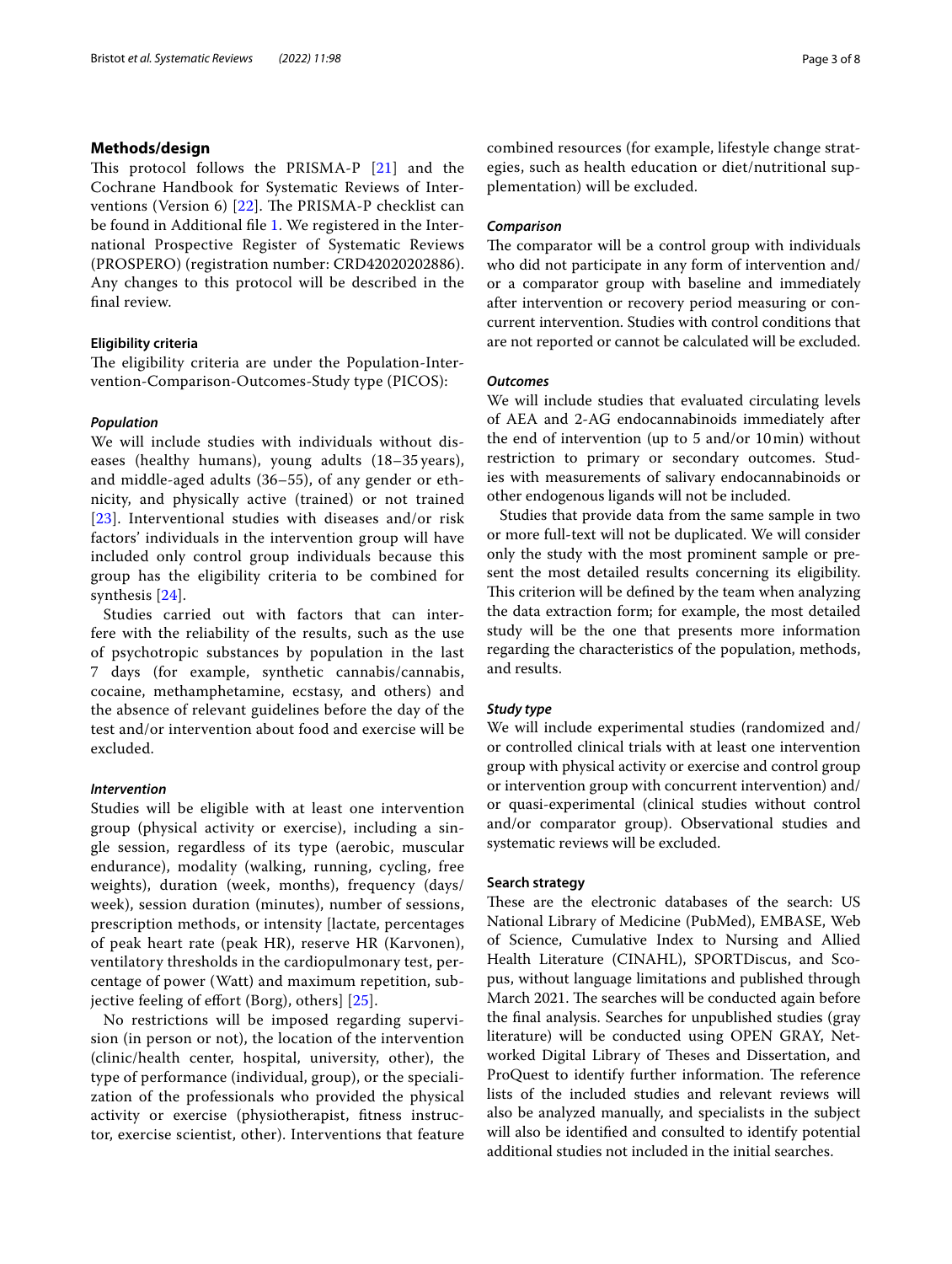## Methods/design

This protocol follows the PRISMA-P [21] and the Cochrane Handbook for Systematic Reviews of Interventions (Version 6) [22]. The PRISMA-P checklist can be found in Additional file 1. We registered in the International Prospective Register of Systematic Reviews (PROSPERO) (registration number: CRD42020202886). Any changes to this protocol will be described in the final review.

### Eligibility criteria

The eligibility criteria are under the Population-Intervention-Comparison-Outcomes-Study type (PICOS):

#### *Population*

We will include studies with individuals without diseases (healthy humans), young adults (18–35 years), and middle-aged adults (36–55), of any gender or ethnicity, and physically active (trained) or not trained [23]. Interventional studies with diseases and/or risk factors' individuals in the intervention group will have included only control group individuals because this group has the eligibility criteria to be combined for synthesis [24].

Studies carried out with factors that can interfere with the reliability of the results, such as the use of psychotropic substances by population in the last 7 days (for example, synthetic cannabis/cannabis, cocaine, methamphetamine, ecstasy, and others) and the absence of relevant guidelines before the day of the test and/or intervention about food and exercise will be excluded.

#### *Intervention*

Studies will be eligible with at least one intervention group (physical activity or exercise), including a single session, regardless of its type (aerobic, muscular endurance), modality (walking, running, cycling, free weights), duration (week, months), frequency (days/week), session duration (minutes), number of sessions, prescription methods, or intensity [lactate, percentages of peak heart rate (peak HR), reserve HR (Karvonen), ventilatory thresholds in the cardiopulmonary test, percentage of power (Watt) and maximum repetition, subjective feeling of effort (Borg), others] [25].

No restrictions will be imposed regarding supervision (in person or not), the location of the intervention (clinic/health center, hospital, university, other), the type of performance (individual, group), or the specialization of the professionals who provided the physical activity or exercise (physiotherapist, fitness instructor, exercise scientist, other). Interventions that feature combined resources (for example, lifestyle change strategies, such as health education or diet/nutritional supplementation) will be excluded.

#### *Comparison*

The comparator will be a control group with individuals who did not participate in any form of intervention and/or a comparator group with baseline and immediately after intervention or recovery period measuring or concurrent intervention. Studies with control conditions that are not reported or cannot be calculated will be excluded.

#### *Outcomes*

We will include studies that evaluated circulating levels of AEA and 2-AG endocannabinoids immediately after the end of intervention (up to 5 and/or 10 min) without restriction to primary or secondary outcomes. Studies with measurements of salivary endocannabinoids or other endogenous ligands will not be included.

Studies that provide data from the same sample in two or more full-text will not be duplicated. We will consider only the study with the most prominent sample or present the most detailed results concerning its eligibility. This criterion will be defined by the team when analyzing the data extraction form; for example, the most detailed study will be the one that presents more information regarding the characteristics of the population, methods, and results.

#### *Study type*

We will include experimental studies (randomized and/or controlled clinical trials with at least one intervention group with physical activity or exercise and control group or intervention group with concurrent intervention) and/or quasi-experimental (clinical studies without control and/or comparator group). Observational studies and systematic reviews will be excluded.

### Search strategy

These are the electronic databases of the search: US National Library of Medicine (PubMed), EMBASE, Web of Science, Cumulative Index to Nursing and Allied Health Literature (CINAHL), SPORTDiscus, and Scopus, without language limitations and published through March 2021. The searches will be conducted again before the final analysis. Searches for unpublished studies (gray literature) will be conducted using OPEN GRAY, Networked Digital Library of Theses and Dissertation, and ProQuest to identify further information. The reference lists of the included studies and relevant reviews will also be analyzed manually, and specialists in the subject will also be identified and consulted to identify potential additional studies not included in the initial searches.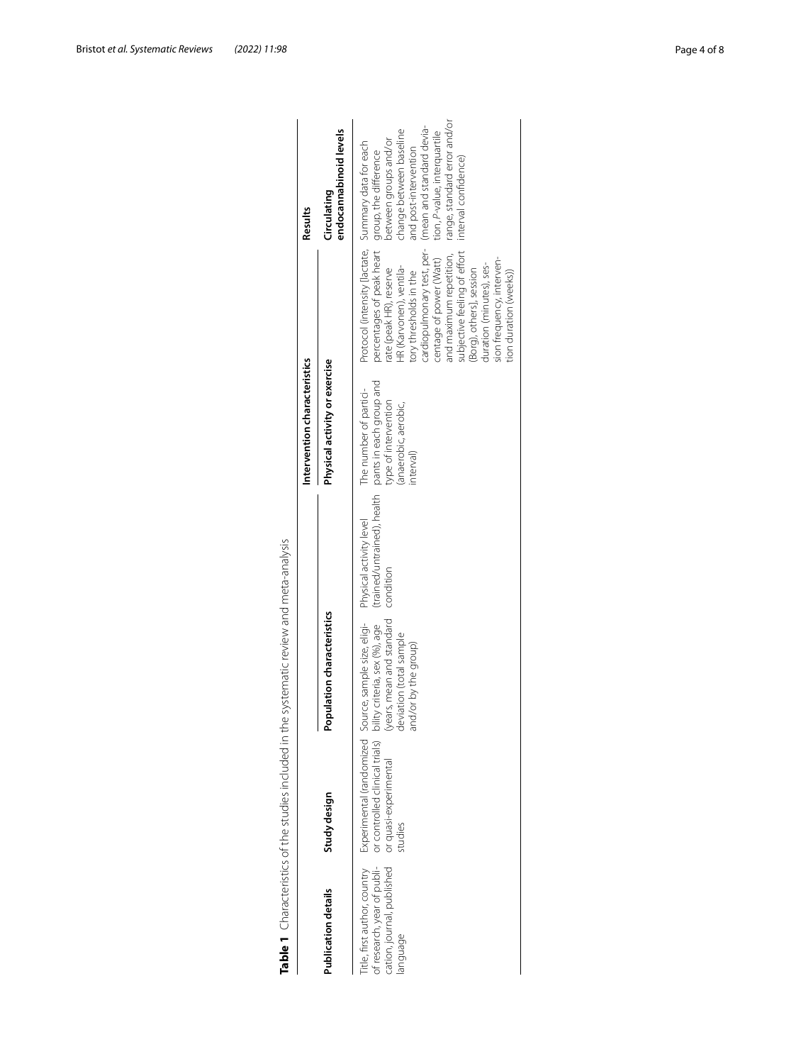**Table 1** Characteristics of the studies included in the systematic review and meta-analysis

| Publication details | Study design | Population characteristics | | Intervention characteristics | | Results |
|---|---|---|---|---|---|---|
| | | | | Physical activity or exercise | | Circulating endocannabinoid levels |
| Title, first author, country of research, year of publication, journal, published language | Experimental (randomized or controlled clinical trials) or quasi-experimental studies | Source, sample size, eligibility criteria, sex (%), age (years, mean and standard deviation (total sample and/or by the group) | Physical activity level (trained/untrained), health condition | The number of participants in each group and type of intervention (anaerobic, aerobic, interval) | Protocol (intensity [lactate, percentages of peak heart rate (peak HR), reserve HR (Karvonen), ventilatory thresholds in the cardiopulmonary test, percentage of power (Watt) and maximum repetition, subjective feeling of effort (Borg), others], session duration (minutes), session frequency, intervention duration (weeks)) | Summary data for each group, the difference between groups and/or change between baseline and post-intervention (mean and standard deviation, P-value, interquartile range, standard error and/or interval confidence) |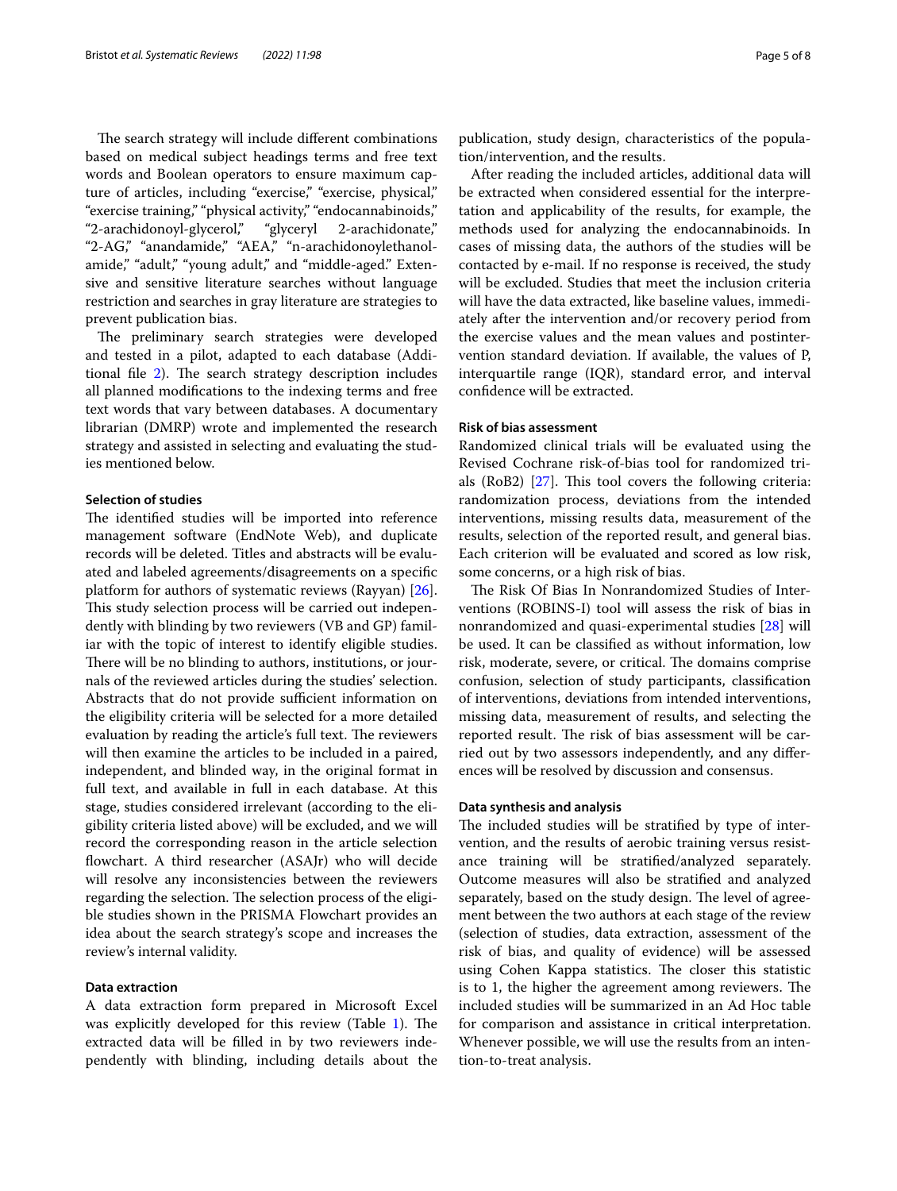The search strategy will include different combinations based on medical subject headings terms and free text words and Boolean operators to ensure maximum capture of articles, including "exercise," "exercise, physical," "exercise training," "physical activity," "endocannabinoids," "2-arachidonoyl-glycerol," "glyceryl 2-arachidonate," "2-AG," "anandamide," "AEA," "n-arachidonoylethanolamide," "adult," "young adult," and "middle-aged." Extensive and sensitive literature searches without language restriction and searches in gray literature are strategies to prevent publication bias.

The preliminary search strategies were developed and tested in a pilot, adapted to each database (Additional file 2). The search strategy description includes all planned modifications to the indexing terms and free text words that vary between databases. A documentary librarian (DMRP) wrote and implemented the research strategy and assisted in selecting and evaluating the studies mentioned below.

### Selection of studies

The identified studies will be imported into reference management software (EndNote Web), and duplicate records will be deleted. Titles and abstracts will be evaluated and labeled agreements/disagreements on a specific platform for authors of systematic reviews (Rayyan) [26]. This study selection process will be carried out independently with blinding by two reviewers (VB and GP) familiar with the topic of interest to identify eligible studies. There will be no blinding to authors, institutions, or journals of the reviewed articles during the studies' selection. Abstracts that do not provide sufficient information on the eligibility criteria will be selected for a more detailed evaluation by reading the article's full text. The reviewers will then examine the articles to be included in a paired, independent, and blinded way, in the original format in full text, and available in full in each database. At this stage, studies considered irrelevant (according to the eligibility criteria listed above) will be excluded, and we will record the corresponding reason in the article selection flowchart. A third researcher (ASAJr) who will decide will resolve any inconsistencies between the reviewers regarding the selection. The selection process of the eligible studies shown in the PRISMA Flowchart provides an idea about the search strategy's scope and increases the review's internal validity.

### Data extraction

A data extraction form prepared in Microsoft Excel was explicitly developed for this review (Table 1). The extracted data will be filled in by two reviewers independently with blinding, including details about the publication, study design, characteristics of the population/intervention, and the results.

After reading the included articles, additional data will be extracted when considered essential for the interpretation and applicability of the results, for example, the methods used for analyzing the endocannabinoids. In cases of missing data, the authors of the studies will be contacted by e-mail. If no response is received, the study will be excluded. Studies that meet the inclusion criteria will have the data extracted, like baseline values, immediately after the intervention and/or recovery period from the exercise values and the mean values and postintervention standard deviation. If available, the values of P, interquartile range (IQR), standard error, and interval confidence will be extracted.

### Risk of bias assessment

Randomized clinical trials will be evaluated using the Revised Cochrane risk-of-bias tool for randomized trials (RoB2) [27]. This tool covers the following criteria: randomization process, deviations from the intended interventions, missing results data, measurement of the results, selection of the reported result, and general bias. Each criterion will be evaluated and scored as low risk, some concerns, or a high risk of bias.

The Risk Of Bias In Nonrandomized Studies of Interventions (ROBINS-I) tool will assess the risk of bias in nonrandomized and quasi-experimental studies [28] will be used. It can be classified as without information, low risk, moderate, severe, or critical. The domains comprise confusion, selection of study participants, classification of interventions, deviations from intended interventions, missing data, measurement of results, and selecting the reported result. The risk of bias assessment will be carried out by two assessors independently, and any differences will be resolved by discussion and consensus.

### Data synthesis and analysis

The included studies will be stratified by type of intervention, and the results of aerobic training versus resistance training will be stratified/analyzed separately. Outcome measures will also be stratified and analyzed separately, based on the study design. The level of agreement between the two authors at each stage of the review (selection of studies, data extraction, assessment of the risk of bias, and quality of evidence) will be assessed using Cohen Kappa statistics. The closer this statistic is to 1, the higher the agreement among reviewers. The included studies will be summarized in an Ad Hoc table for comparison and assistance in critical interpretation. Whenever possible, we will use the results from an intention-to-treat analysis.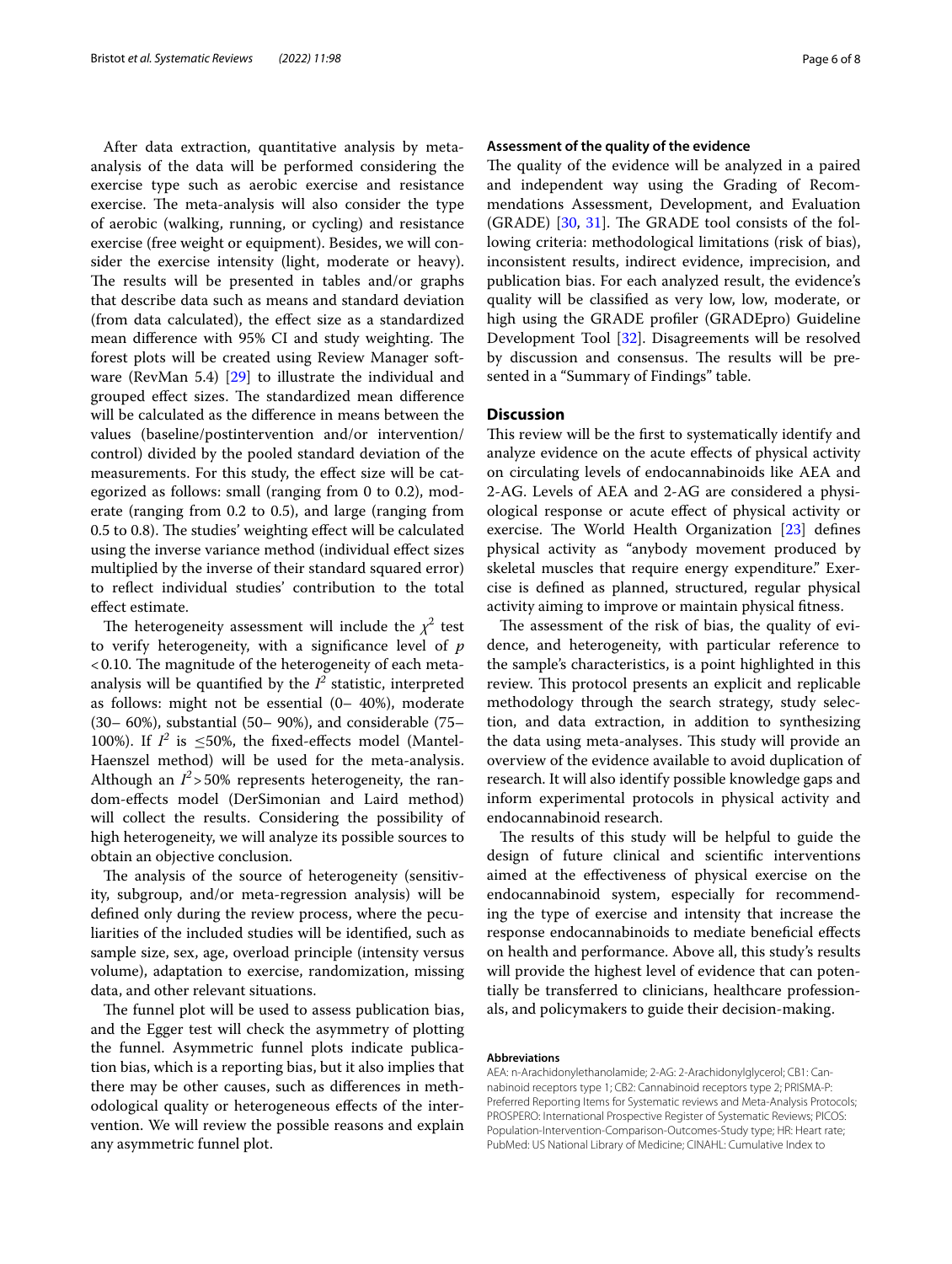After data extraction, quantitative analysis by meta-analysis of the data will be performed considering the exercise type such as aerobic exercise and resistance exercise. The meta-analysis will also consider the type of aerobic (walking, running, or cycling) and resistance exercise (free weight or equipment). Besides, we will consider the exercise intensity (light, moderate or heavy). The results will be presented in tables and/or graphs that describe data such as means and standard deviation (from data calculated), the effect size as a standardized mean difference with 95% CI and study weighting. The forest plots will be created using Review Manager software (RevMan 5.4) [29] to illustrate the individual and grouped effect sizes. The standardized mean difference will be calculated as the difference in means between the values (baseline/postintervention and/or intervention/control) divided by the pooled standard deviation of the measurements. For this study, the effect size will be categorized as follows: small (ranging from 0 to 0.2), moderate (ranging from 0.2 to 0.5), and large (ranging from 0.5 to 0.8). The studies' weighting effect will be calculated using the inverse variance method (individual effect sizes multiplied by the inverse of their standard squared error) to reflect individual studies' contribution to the total effect estimate.

The heterogeneity assessment will include the $\chi^2$ test to verify heterogeneity, with a significance level of $p < 0.10$. The magnitude of the heterogeneity of each meta-analysis will be quantified by the $I^2$ statistic, interpreted as follows: might not be essential (0– 40%), moderate (30– 60%), substantial (50– 90%), and considerable (75–100%). If $I^2$ is $\leq$50%, the fixed-effects model (Mantel-Haenszel method) will be used for the meta-analysis. Although an $I^2$>50% represents heterogeneity, the random-effects model (DerSimonian and Laird method) will collect the results. Considering the possibility of high heterogeneity, we will analyze its possible sources to obtain an objective conclusion.

The analysis of the source of heterogeneity (sensitivity, subgroup, and/or meta-regression analysis) will be defined only during the review process, where the peculiarities of the included studies will be identified, such as sample size, sex, age, overload principle (intensity versus volume), adaptation to exercise, randomization, missing data, and other relevant situations.

The funnel plot will be used to assess publication bias, and the Egger test will check the asymmetry of plotting the funnel. Asymmetric funnel plots indicate publication bias, which is a reporting bias, but it also implies that there may be other causes, such as differences in methodological quality or heterogeneous effects of the intervention. We will review the possible reasons and explain any asymmetric funnel plot.

### Assessment of the quality of the evidence

The quality of the evidence will be analyzed in a paired and independent way using the Grading of Recommendations Assessment, Development, and Evaluation (GRADE) [30, 31]. The GRADE tool consists of the following criteria: methodological limitations (risk of bias), inconsistent results, indirect evidence, imprecision, and publication bias. For each analyzed result, the evidence's quality will be classified as very low, low, moderate, or high using the GRADE profiler (GRADEpro) Guideline Development Tool [32]. Disagreements will be resolved by discussion and consensus. The results will be presented in a "Summary of Findings" table.

## Discussion

This review will be the first to systematically identify and analyze evidence on the acute effects of physical activity on circulating levels of endocannabinoids like AEA and 2-AG. Levels of AEA and 2-AG are considered a physiological response or acute effect of physical activity or exercise. The World Health Organization [23] defines physical activity as "anybody movement produced by skeletal muscles that require energy expenditure." Exercise is defined as planned, structured, regular physical activity aiming to improve or maintain physical fitness.

The assessment of the risk of bias, the quality of evidence, and heterogeneity, with particular reference to the sample's characteristics, is a point highlighted in this review. This protocol presents an explicit and replicable methodology through the search strategy, study selection, and data extraction, in addition to synthesizing the data using meta-analyses. This study will provide an overview of the evidence available to avoid duplication of research. It will also identify possible knowledge gaps and inform experimental protocols in physical activity and endocannabinoid research.

The results of this study will be helpful to guide the design of future clinical and scientific interventions aimed at the effectiveness of physical exercise on the endocannabinoid system, especially for recommending the type of exercise and intensity that increase the response endocannabinoids to mediate beneficial effects on health and performance. Above all, this study's results will provide the highest level of evidence that can potentially be transferred to clinicians, healthcare professionals, and policymakers to guide their decision-making.

#### Abbreviations

AEA: n-Arachidonylethanolamide; 2-AG: 2-Arachidonylglycerol; CB1: Cannabinoid receptors type 1; CB2: Cannabinoid receptors type 2; PRISMA-P: Preferred Reporting Items for Systematic reviews and Meta-Analysis Protocols; PROSPERO: International Prospective Register of Systematic Reviews; PICOS: Population-Intervention-Comparison-Outcomes-Study type; HR: Heart rate; PubMed: US National Library of Medicine; CINAHL: Cumulative Index to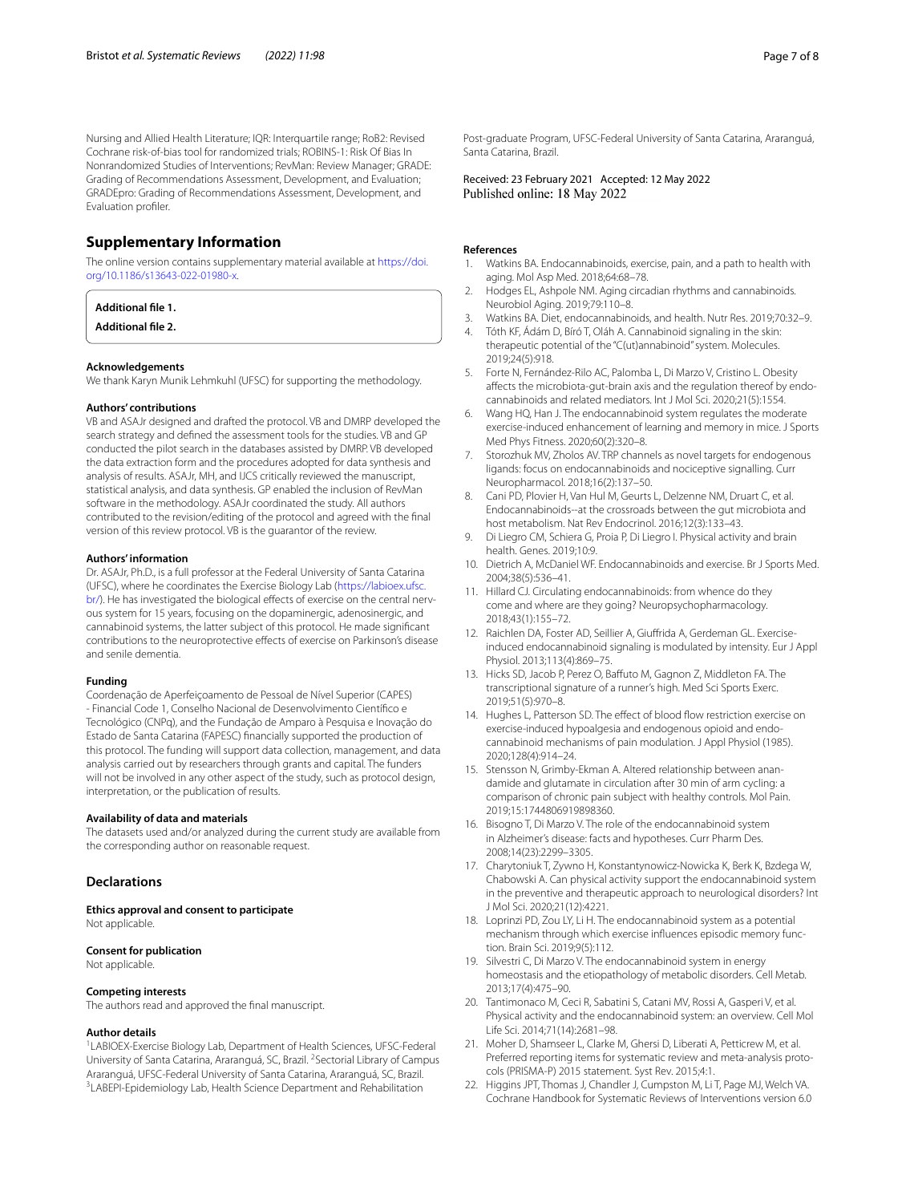Nursing and Allied Health Literature; IQR: Interquartile range; RoB2: Revised Cochrane risk-of-bias tool for randomized trials; ROBINS-1: Risk Of Bias In Nonrandomized Studies of Interventions; RevMan: Review Manager; GRADE: Grading of Recommendations Assessment, Development, and Evaluation; GRADEpro: Grading of Recommendations Assessment, Development, and Evaluation profiler.

## Supplementary Information

The online version contains supplementary material available at https://doi.org/10.1186/s13643-022-01980-x.

**Additional file 1.**

**Additional file 2.**

### Acknowledgements

We thank Karyn Munik Lehmkuhl (UFSC) for supporting the methodology.

### Authors' contributions

VB and ASAJr designed and drafted the protocol. VB and DMRP developed the search strategy and defined the assessment tools for the studies. VB and GP conducted the pilot search in the databases assisted by DMRP. VB developed the data extraction form and the procedures adopted for data synthesis and analysis of results. ASAJr, MH, and IJCS critically reviewed the manuscript, statistical analysis, and data synthesis. GP enabled the inclusion of RevMan software in the methodology. ASAJr coordinated the study. All authors contributed to the revision/editing of the protocol and agreed with the final version of this review protocol. VB is the guarantor of the review.

### Authors' information

Dr. ASAJr, Ph.D., is a full professor at the Federal University of Santa Catarina (UFSC), where he coordinates the Exercise Biology Lab (https://labioex.ufsc.br/). He has investigated the biological effects of exercise on the central nervous system for 15 years, focusing on the dopaminergic, adenosinergic, and cannabinoid systems, the latter subject of this protocol. He made significant contributions to the neuroprotective effects of exercise on Parkinson's disease and senile dementia.

### Funding

Coordenação de Aperfeiçoamento de Pessoal de Nível Superior (CAPES) - Financial Code 1, Conselho Nacional de Desenvolvimento Científico e Tecnológico (CNPq), and the Fundação de Amparo à Pesquisa e Inovação do Estado de Santa Catarina (FAPESC) financially supported the production of this protocol. The funding will support data collection, management, and data analysis carried out by researchers through grants and capital. The funders will not be involved in any other aspect of the study, such as protocol design, interpretation, or the publication of results.

### Availability of data and materials

The datasets used and/or analyzed during the current study are available from the corresponding author on reasonable request.

## Declarations

### Ethics approval and consent to participate

Not applicable.

### Consent for publication

Not applicable.

### Competing interests

The authors read and approved the final manuscript.

### Author details

[1]LABIOEX-Exercise Biology Lab, Department of Health Sciences, UFSC-Federal University of Santa Catarina, Araranguá, SC, Brazil. [2]Sectorial Library of Campus Araranguá, UFSC-Federal University of Santa Catarina, Araranguá, SC, Brazil. [3]LABEPI-Epidemiology Lab, Health Science Department and Rehabilitation Post-graduate Program, UFSC-Federal University of Santa Catarina, Araranguá, Santa Catarina, Brazil.

Received: 23 February 2021 Accepted: 12 May 2022
Published online: 18 May 2022

### References

1. Watkins BA. Endocannabinoids, exercise, pain, and a path to health with aging. Mol Asp Med. 2018;64:68–78.
2. Hodges EL, Ashpole NM. Aging circadian rhythms and cannabinoids. Neurobiol Aging. 2019;79:110–8.
3. Watkins BA. Diet, endocannabinoids, and health. Nutr Res. 2019;70:32–9.
4. Tóth KF, Ádám D, Bíró T, Oláh A. Cannabinoid signaling in the skin: therapeutic potential of the "C(ut)annabinoid" system. Molecules. 2019;24(5):918.
5. Forte N, Fernández-Rilo AC, Palomba L, Di Marzo V, Cristino L. Obesity affects the microbiota-gut-brain axis and the regulation thereof by endocannabinoids and related mediators. Int J Mol Sci. 2020;21(5):1554.
6. Wang HQ, Han J. The endocannabinoid system regulates the moderate exercise-induced enhancement of learning and memory in mice. J Sports Med Phys Fitness. 2020;60(2):320–8.
7. Storozhuk MV, Zholos AV. TRP channels as novel targets for endogenous ligands: focus on endocannabinoids and nociceptive signalling. Curr Neuropharmacol. 2018;16(2):137–50.
8. Cani PD, Plovier H, Van Hul M, Geurts L, Delzenne NM, Druart C, et al. Endocannabinoids--at the crossroads between the gut microbiota and host metabolism. Nat Rev Endocrinol. 2016;12(3):133–43.
9. Di Liegro CM, Schiera G, Proia P, Di Liegro I. Physical activity and brain health. Genes. 2019;10:9.
10. Dietrich A, McDaniel WF. Endocannabinoids and exercise. Br J Sports Med. 2004;38(5):536–41.
11. Hillard CJ. Circulating endocannabinoids: from whence do they come and where are they going? Neuropsychopharmacology. 2018;43(1):155–72.
12. Raichlen DA, Foster AD, Seillier A, Giuffrida A, Gerdeman GL. Exercise-induced endocannabinoid signaling is modulated by intensity. Eur J Appl Physiol. 2013;113(4):869–75.
13. Hicks SD, Jacob P, Perez O, Baffuto M, Gagnon Z, Middleton FA. The transcriptional signature of a runner's high. Med Sci Sports Exerc. 2019;51(5):970–8.
14. Hughes L, Patterson SD. The effect of blood flow restriction exercise on exercise-induced hypoalgesia and endogenous opioid and endocannabinoid mechanisms of pain modulation. J Appl Physiol (1985). 2020;128(4):914–24.
15. Stensson N, Grimby-Ekman A. Altered relationship between anandamide and glutamate in circulation after 30 min of arm cycling: a comparison of chronic pain subject with healthy controls. Mol Pain. 2019;15:1744806919898360.
16. Bisogno T, Di Marzo V. The role of the endocannabinoid system in Alzheimer's disease: facts and hypotheses. Curr Pharm Des. 2008;14(23):2299–3305.
17. Charytoniuk T, Zywno H, Konstantynowicz-Nowicka K, Berk K, Bzdega W, Chabowski A. Can physical activity support the endocannabinoid system in the preventive and therapeutic approach to neurological disorders? Int J Mol Sci. 2020;21(12):4221.
18. Loprinzi PD, Zou LY, Li H. The endocannabinoid system as a potential mechanism through which exercise influences episodic memory function. Brain Sci. 2019;9(5):112.
19. Silvestri C, Di Marzo V. The endocannabinoid system in energy homeostasis and the etiopathology of metabolic disorders. Cell Metab. 2013;17(4):475–90.
20. Tantimonaco M, Ceci R, Sabatini S, Catani MV, Rossi A, Gasperi V, et al. Physical activity and the endocannabinoid system: an overview. Cell Mol Life Sci. 2014;71(14):2681–98.
21. Moher D, Shamseer L, Clarke M, Ghersi D, Liberati A, Petticrew M, et al. Preferred reporting items for systematic review and meta-analysis protocols (PRISMA-P) 2015 statement. Syst Rev. 2015;4:1.
22. Higgins JPT, Thomas J, Chandler J, Cumpston M, Li T, Page MJ, Welch VA. Cochrane Handbook for Systematic Reviews of Interventions version 6.0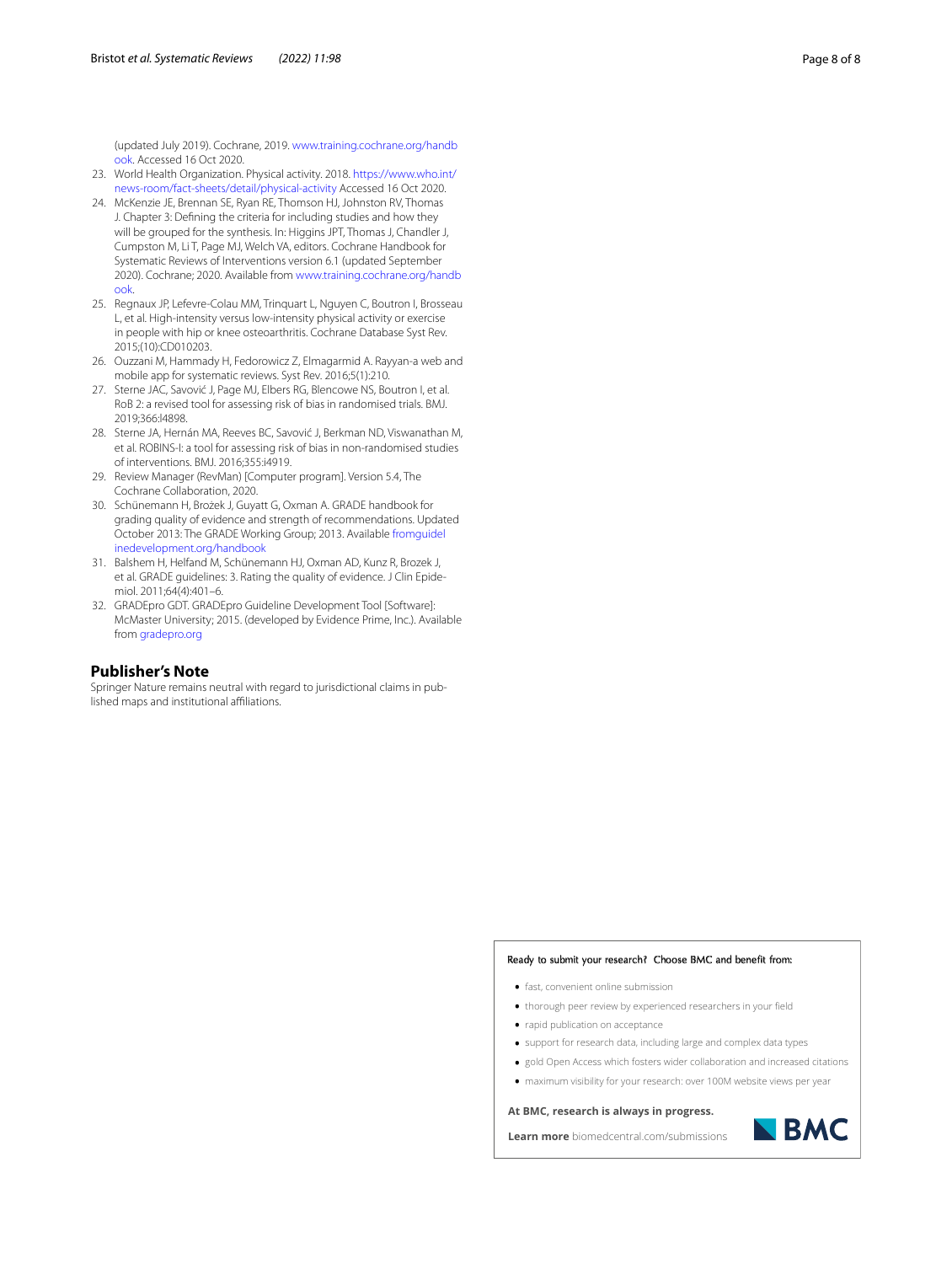(updated July 2019). Cochrane, 2019. www.training.cochrane.org/handbook. Accessed 16 Oct 2020.

23. World Health Organization. Physical activity. 2018. https://www.who.int/news-room/fact-sheets/detail/physical-activity Accessed 16 Oct 2020.
24. McKenzie JE, Brennan SE, Ryan RE, Thomson HJ, Johnston RV, Thomas J. Chapter 3: Defining the criteria for including studies and how they will be grouped for the synthesis. In: Higgins JPT, Thomas J, Chandler J, Cumpston M, Li T, Page MJ, Welch VA, editors. Cochrane Handbook for Systematic Reviews of Interventions version 6.1 (updated September 2020). Cochrane; 2020. Available from www.training.cochrane.org/handbook.
25. Regnaux JP, Lefevre-Colau MM, Trinquart L, Nguyen C, Boutron I, Brosseau L, et al. High-intensity versus low-intensity physical activity or exercise in people with hip or knee osteoarthritis. Cochrane Database Syst Rev. 2015;(10):CD010203.
26. Ouzzani M, Hammady H, Fedorowicz Z, Elmagarmid A. Rayyan-a web and mobile app for systematic reviews. Syst Rev. 2016;5(1):210.
27. Sterne JAC, Savović J, Page MJ, Elbers RG, Blencowe NS, Boutron I, et al. RoB 2: a revised tool for assessing risk of bias in randomised trials. BMJ. 2019;366:l4898.
28. Sterne JA, Hernán MA, Reeves BC, Savović J, Berkman ND, Viswanathan M, et al. ROBINS-I: a tool for assessing risk of bias in non-randomised studies of interventions. BMJ. 2016;355:i4919.
29. Review Manager (RevMan) [Computer program]. Version 5.4, The Cochrane Collaboration, 2020.
30. Schünemann H, Brożek J, Guyatt G, Oxman A. GRADE handbook for grading quality of evidence and strength of recommendations. Updated October 2013: The GRADE Working Group; 2013. Available fromguidelinedevelopment.org/handbook
31. Balshem H, Helfand M, Schünemann HJ, Oxman AD, Kunz R, Brozek J, et al. GRADE guidelines: 3. Rating the quality of evidence. J Clin Epidemiol. 2011;64(4):401–6.
32. GRADEpro GDT. GRADEpro Guideline Development Tool [Software]: McMaster University; 2015. (developed by Evidence Prime, Inc.). Available from gradepro.org

## Publisher's Note

Springer Nature remains neutral with regard to jurisdictional claims in published maps and institutional affiliations.

Ready to submit your research? Choose BMC and benefit from:

- fast, convenient online submission
- thorough peer review by experienced researchers in your field
- rapid publication on acceptance
- support for research data, including large and complex data types
- gold Open Access which fosters wider collaboration and increased citations
- maximum visibility for your research: over 100M website views per year

**At BMC, research is always in progress.**

**Learn more** biomedcentral.com/submissions

BMC